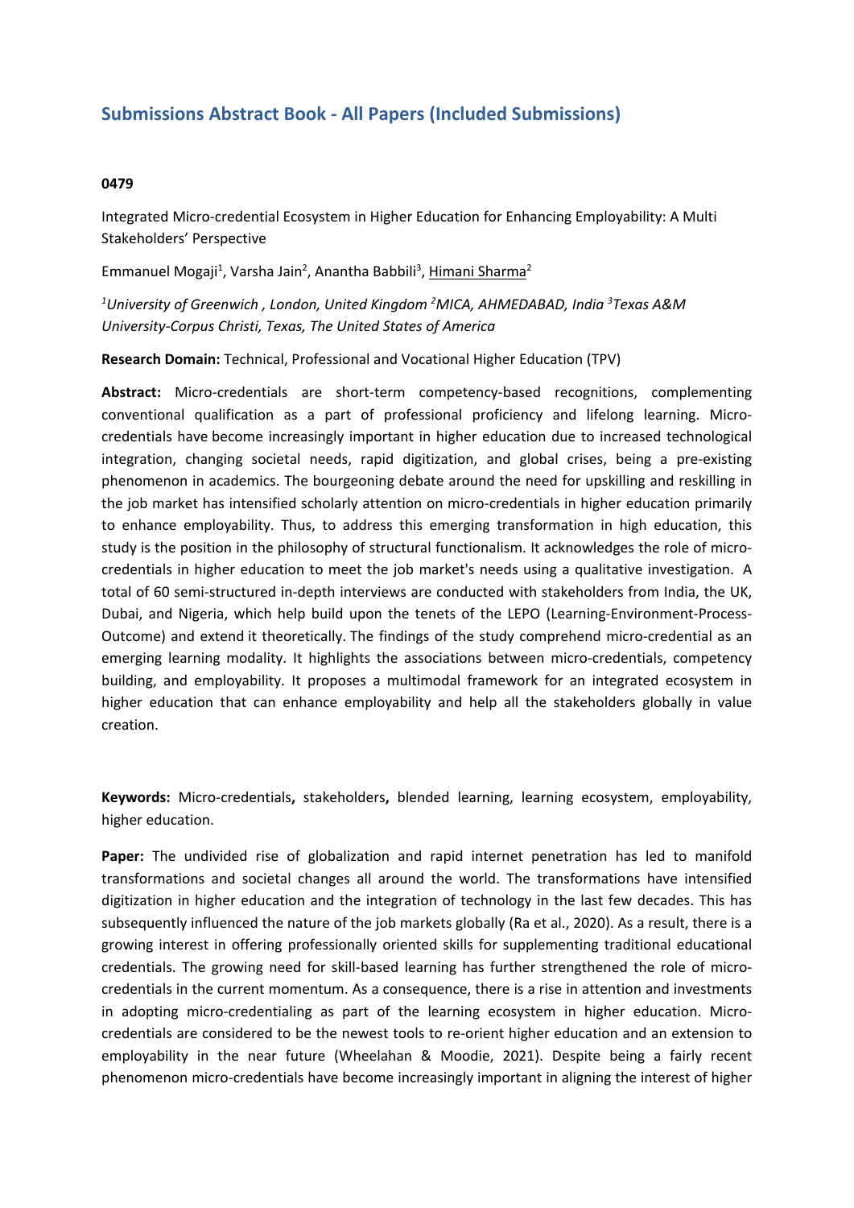# Submissions Abstract Book - All Papers (Included Submissions)

**0479**

Integrated Micro-credential Ecosystem in Higher Education for Enhancing Employability: A Multi Stakeholders' Perspective

Emmanuel Mogaji[1], Varsha Jain[2], Anantha Babbili[3], Himani Sharma[2]

*[1]University of Greenwich , London, United Kingdom [2]MICA, AHMEDABAD, India [3]Texas A&M University-Corpus Christi, Texas, The United States of America*

**Research Domain:** Technical, Professional and Vocational Higher Education (TPV)

**Abstract:** Micro-credentials are short-term competency-based recognitions, complementing conventional qualification as a part of professional proficiency and lifelong learning. Micro-credentials have become increasingly important in higher education due to increased technological integration, changing societal needs, rapid digitization, and global crises, being a pre-existing phenomenon in academics. The bourgeoning debate around the need for upskilling and reskilling in the job market has intensified scholarly attention on micro-credentials in higher education primarily to enhance employability. Thus, to address this emerging transformation in high education, this study is the position in the philosophy of structural functionalism. It acknowledges the role of micro-credentials in higher education to meet the job market's needs using a qualitative investigation. A total of 60 semi-structured in-depth interviews are conducted with stakeholders from India, the UK, Dubai, and Nigeria, which help build upon the tenets of the LEPO (Learning-Environment-Process-Outcome) and extend it theoretically. The findings of the study comprehend micro-credential as an emerging learning modality. It highlights the associations between micro-credentials, competency building, and employability. It proposes a multimodal framework for an integrated ecosystem in higher education that can enhance employability and help all the stakeholders globally in value creation.

**Keywords:** Micro-credentials**,** stakeholders**,** blended learning, learning ecosystem, employability, higher education.

**Paper:** The undivided rise of globalization and rapid internet penetration has led to manifold transformations and societal changes all around the world. The transformations have intensified digitization in higher education and the integration of technology in the last few decades. This has subsequently influenced the nature of the job markets globally (Ra et al., 2020). As a result, there is a growing interest in offering professionally oriented skills for supplementing traditional educational credentials. The growing need for skill-based learning has further strengthened the role of micro-credentials in the current momentum. As a consequence, there is a rise in attention and investments in adopting micro-credentialing as part of the learning ecosystem in higher education. Micro-credentials are considered to be the newest tools to re-orient higher education and an extension to employability in the near future (Wheelahan & Moodie, 2021). Despite being a fairly recent phenomenon micro-credentials have become increasingly important in aligning the interest of higher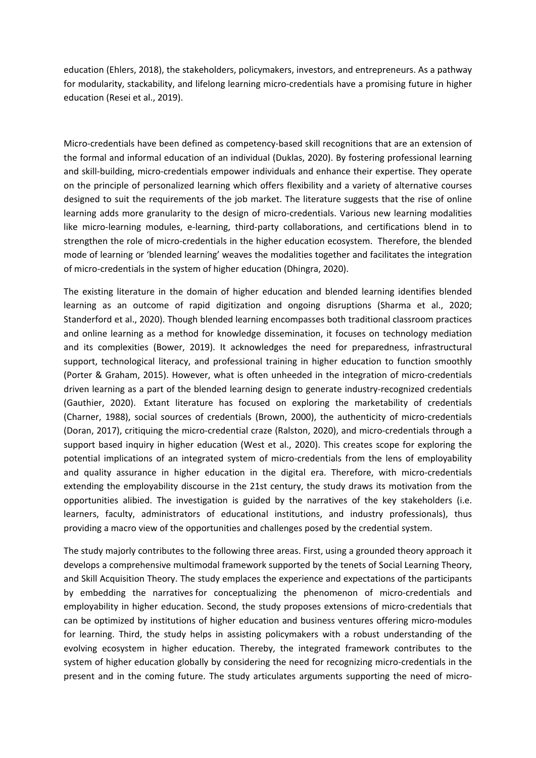education (Ehlers, 2018), the stakeholders, policymakers, investors, and entrepreneurs. As a pathway for modularity, stackability, and lifelong learning micro-credentials have a promising future in higher education (Resei et al., 2019).

Micro-credentials have been defined as competency-based skill recognitions that are an extension of the formal and informal education of an individual (Duklas, 2020). By fostering professional learning and skill-building, micro-credentials empower individuals and enhance their expertise. They operate on the principle of personalized learning which offers flexibility and a variety of alternative courses designed to suit the requirements of the job market. The literature suggests that the rise of online learning adds more granularity to the design of micro-credentials. Various new learning modalities like micro-learning modules, e-learning, third-party collaborations, and certifications blend in to strengthen the role of micro-credentials in the higher education ecosystem. Therefore, the blended mode of learning or 'blended learning' weaves the modalities together and facilitates the integration of micro-credentials in the system of higher education (Dhingra, 2020).

The existing literature in the domain of higher education and blended learning identifies blended learning as an outcome of rapid digitization and ongoing disruptions (Sharma et al., 2020; Standerford et al., 2020). Though blended learning encompasses both traditional classroom practices and online learning as a method for knowledge dissemination, it focuses on technology mediation and its complexities (Bower, 2019). It acknowledges the need for preparedness, infrastructural support, technological literacy, and professional training in higher education to function smoothly (Porter & Graham, 2015). However, what is often unheeded in the integration of micro-credentials driven learning as a part of the blended learning design to generate industry-recognized credentials (Gauthier, 2020). Extant literature has focused on exploring the marketability of credentials (Charner, 1988), social sources of credentials (Brown, 2000), the authenticity of micro-credentials (Doran, 2017), critiquing the micro-credential craze (Ralston, 2020), and micro-credentials through a support based inquiry in higher education (West et al., 2020). This creates scope for exploring the potential implications of an integrated system of micro-credentials from the lens of employability and quality assurance in higher education in the digital era. Therefore, with micro-credentials extending the employability discourse in the 21st century, the study draws its motivation from the opportunities alibied. The investigation is guided by the narratives of the key stakeholders (i.e. learners, faculty, administrators of educational institutions, and industry professionals), thus providing a macro view of the opportunities and challenges posed by the credential system.

The study majorly contributes to the following three areas. First, using a grounded theory approach it develops a comprehensive multimodal framework supported by the tenets of Social Learning Theory, and Skill Acquisition Theory. The study emplaces the experience and expectations of the participants by embedding the narratives for conceptualizing the phenomenon of micro-credentials and employability in higher education. Second, the study proposes extensions of micro-credentials that can be optimized by institutions of higher education and business ventures offering micro-modules for learning. Third, the study helps in assisting policymakers with a robust understanding of the evolving ecosystem in higher education. Thereby, the integrated framework contributes to the system of higher education globally by considering the need for recognizing micro-credentials in the present and in the coming future. The study articulates arguments supporting the need of micro-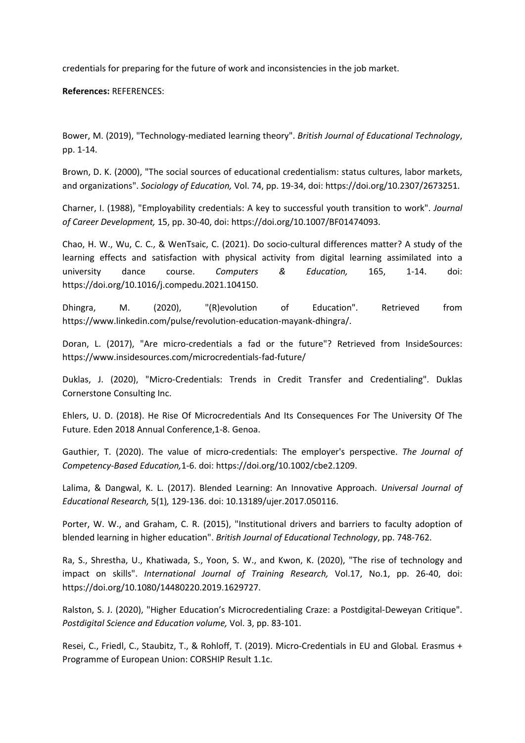credentials for preparing for the future of work and inconsistencies in the job market.

**References:** REFERENCES:

Bower, M. (2019), "Technology-mediated learning theory". *British Journal of Educational Technology*, pp. 1-14.

Brown, D. K. (2000), "The social sources of educational credentialism: status cultures, labor markets, and organizations". *Sociology of Education,* Vol. 74, pp. 19-34, doi: https://doi.org/10.2307/2673251.

Charner, I. (1988), "Employability credentials: A key to successful youth transition to work". *Journal of Career Development,* 15, pp. 30-40, doi: https://doi.org/10.1007/BF01474093.

Chao, H. W., Wu, C. C., & WenTsaic, C. (2021). Do socio-cultural differences matter? A study of the learning effects and satisfaction with physical activity from digital learning assimilated into a university dance course. *Computers & Education,* 165, 1-14. doi: https://doi.org/10.1016/j.compedu.2021.104150.

Dhingra, M. (2020), "(R)evolution of Education". Retrieved from https://www.linkedin.com/pulse/revolution-education-mayank-dhingra/.

Doran, L. (2017), "Are micro-credentials a fad or the future"? Retrieved from InsideSources: https://www.insidesources.com/microcredentials-fad-future/

Duklas, J. (2020), "Micro-Credentials: Trends in Credit Transfer and Credentialing". Duklas Cornerstone Consulting Inc.

Ehlers, U. D. (2018). He Rise Of Microcredentials And Its Consequences For The University Of The Future. Eden 2018 Annual Conference,1-8. Genoa.

Gauthier, T. (2020). The value of micro-credentials: The employer's perspective. *The Journal of Competency-Based Education,*1-6. doi: https://doi.org/10.1002/cbe2.1209.

Lalima, & Dangwal, K. L. (2017). Blended Learning: An Innovative Approach. *Universal Journal of Educational Research,* 5(1)*,* 129-136. doi: 10.13189/ujer.2017.050116.

Porter, W. W., and Graham, C. R. (2015), "Institutional drivers and barriers to faculty adoption of blended learning in higher education". *British Journal of Educational Technology*, pp. 748-762.

Ra, S., Shrestha, U., Khatiwada, S., Yoon, S. W., and Kwon, K. (2020), "The rise of technology and impact on skills". *International Journal of Training Research,* Vol.17, No.1, pp. 26-40, doi: https://doi.org/10.1080/14480220.2019.1629727.

Ralston, S. J. (2020), "Higher Education's Microcredentialing Craze: a Postdigital-Deweyan Critique". *Postdigital Science and Education volume,* Vol. 3, pp. 83-101.

Resei, C., Friedl, C., Staubitz, T., & Rohloff, T. (2019). Micro-Credentials in EU and Global*.* Erasmus + Programme of European Union: CORSHIP Result 1.1c.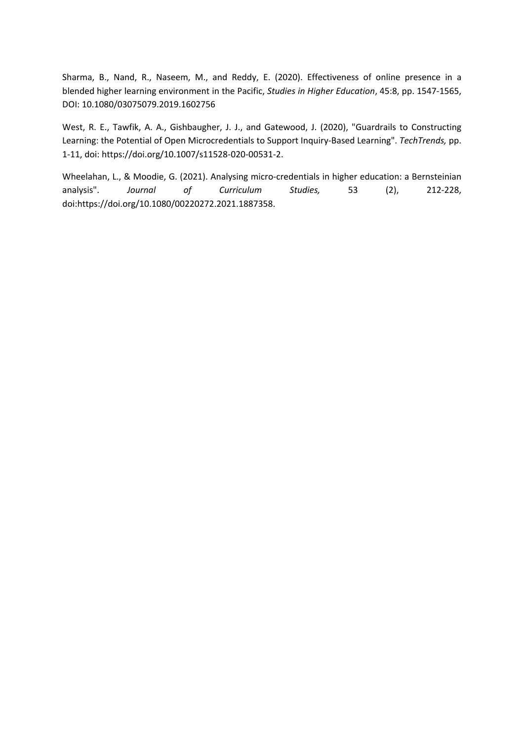Sharma, B., Nand, R., Naseem, M., and Reddy, E. (2020). Effectiveness of online presence in a blended higher learning environment in the Pacific, *Studies in Higher Education*, 45:8, pp. 1547-1565, DOI: 10.1080/03075079.2019.1602756

West, R. E., Tawfik, A. A., Gishbaugher, J. J., and Gatewood, J. (2020), "Guardrails to Constructing Learning: the Potential of Open Microcredentials to Support Inquiry-Based Learning". *TechTrends,* pp. 1-11, doi: https://doi.org/10.1007/s11528-020-00531-2.

Wheelahan, L., & Moodie, G. (2021). Analysing micro-credentials in higher education: a Bernsteinian analysis". *Journal of Curriculum Studies,* 53 (2), 212-228, doi:https://doi.org/10.1080/00220272.2021.1887358.